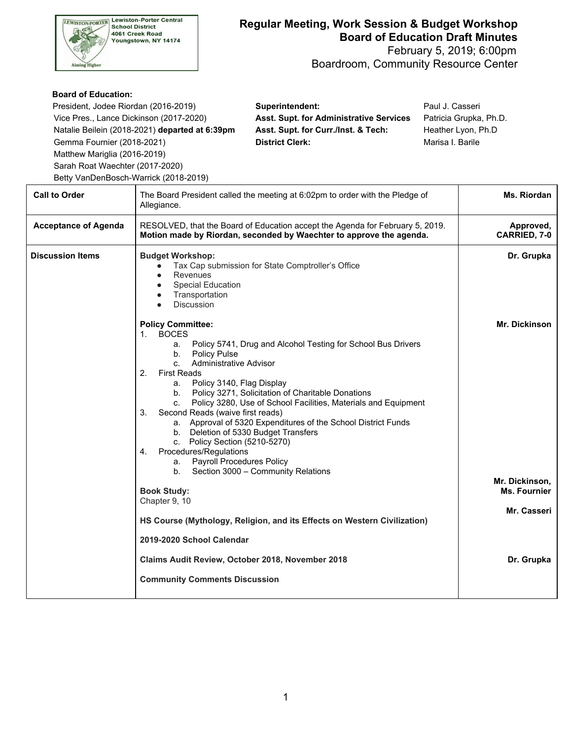Lewiston-Porter Central School District
4061 Creek Road
Youngstown, NY 14174

Aiming Higher

# Regular Meeting, Work Session & Budget Workshop
# Board of Education Draft Minutes

February 5, 2019; 6:00pm
Boardroom, Community Resource Center

**Board of Education:**

President, Jodee Riordan (2016-2019)
Vice Pres., Lance Dickinson (2017-2020)
Natalie Beilein (2018-2021) **departed at 6:39pm**
Gemma Fournier (2018-2021)
Matthew Mariglia (2016-2019)
Sarah Roat Waechter (2017-2020)
Betty VanDenBosch-Warrick (2018-2019)

**Superintendent:** Paul J. Casseri
**Asst. Supt. for Administrative Services** Patricia Grupka, Ph.D.
**Asst. Supt. for Curr./Inst. & Tech:** Heather Lyon, Ph.D
**District Clerk:** Marisa I. Barile

| | | |
|---|---|---|
| **Call to Order** | The Board President called the meeting at 6:02pm to order with the Pledge of Allegiance. | **Ms. Riordan** |
| **Acceptance of Agenda** | RESOLVED, that the Board of Education accept the Agenda for February 5, 2019. **Motion made by Riordan, seconded by Waechter to approve the agenda.** | **Approved, CARRIED, 7-0** |
| **Discussion Items** | **Budget Workshop:**<br>• Tax Cap submission for State Comptroller's Office<br>• Revenues<br>• Special Education<br>• Transportation<br>• Discussion | **Dr. Grupka** |
| | **Policy Committee:**<br>1. BOCES<br>a. Policy 5741, Drug and Alcohol Testing for School Bus Drivers<br>b. Policy Pulse<br>c. Administrative Advisor<br>2. First Reads<br>a. Policy 3140, Flag Display<br>b. Policy 3271, Solicitation of Charitable Donations<br>c. Policy 3280, Use of School Facilities, Materials and Equipment<br>3. Second Reads (waive first reads)<br>a. Approval of 5320 Expenditures of the School District Funds<br>b. Deletion of 5330 Budget Transfers<br>c. Policy Section (5210-5270)<br>4. Procedures/Regulations<br>a. Payroll Procedures Policy<br>b. Section 3000 – Community Relations | **Mr. Dickinson** |
| | **Book Study:**<br>Chapter 9, 10 | **Mr. Dickinson, Ms. Fournier** |
| | **HS Course (Mythology, Religion, and its Effects on Western Civilization)** | **Mr. Casseri** |
| | **2019-2020 School Calendar** | |
| | **Claims Audit Review, October 2018, November 2018** | **Dr. Grupka** |
| | **Community Comments Discussion** | |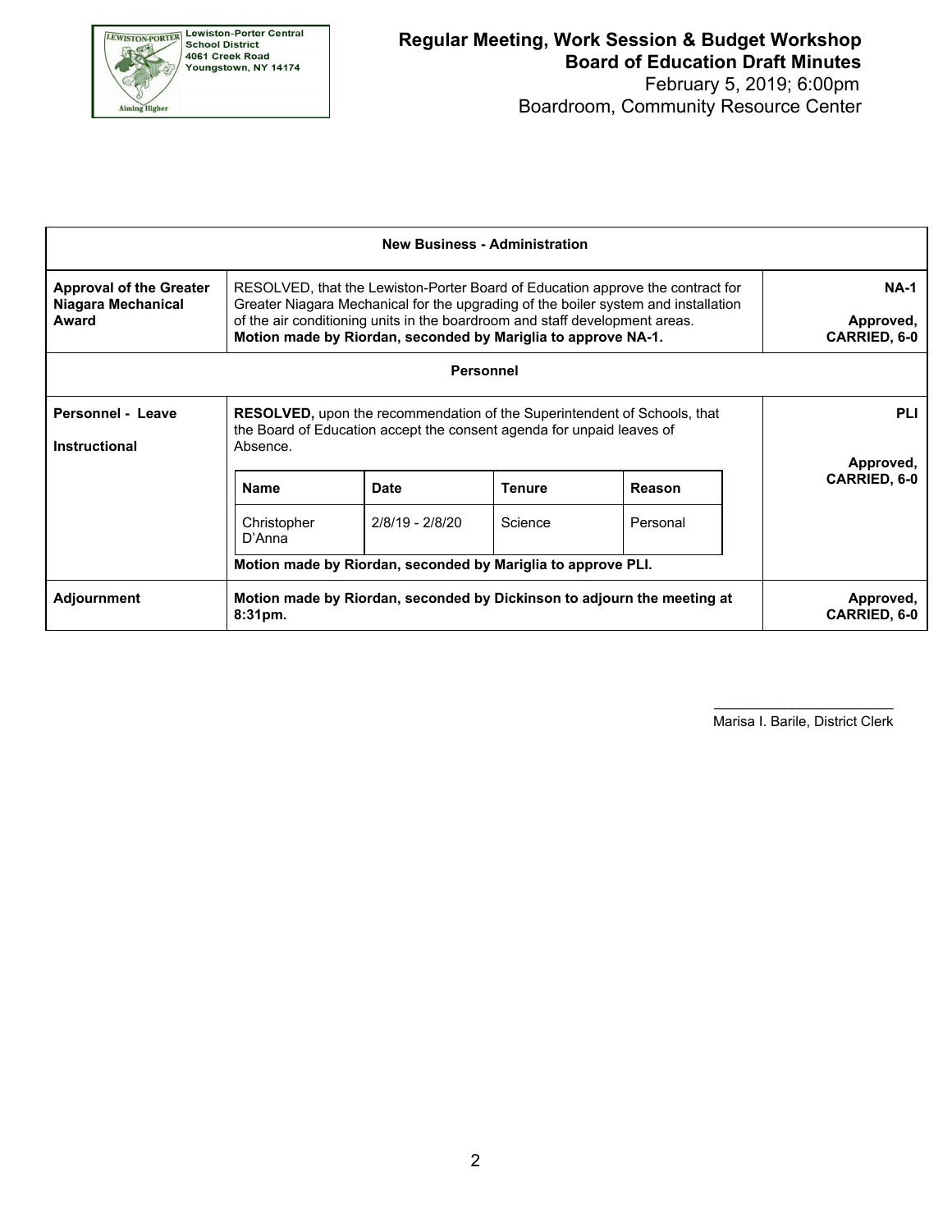**Lewiston-Porter Central School District**
**4061 Creek Road**
**Youngstown, NY 14174**

# Regular Meeting, Work Session & Budget Workshop
## Board of Education Draft Minutes

February 5, 2019; 6:00pm
Boardroom, Community Resource Center

| New Business - Administration | | |
|---|---|---|
| **Approval of the Greater Niagara Mechanical Award** | RESOLVED, that the Lewiston-Porter Board of Education approve the contract for Greater Niagara Mechanical for the upgrading of the boiler system and installation of the air conditioning units in the boardroom and staff development areas. **Motion made by Riordan, seconded by Mariglia to approve NA-1.** | **NA-1** **Approved, CARRIED, 6-0** |
| **Personnel** | | |
| **Personnel - Leave** **Instructional** | **RESOLVED,** upon the recommendation of the Superintendent of Schools, that the Board of Education accept the consent agenda for unpaid leaves of Absence. (see table below) **Motion made by Riordan, seconded by Mariglia to approve PLI.** | **PLI** **Approved, CARRIED, 6-0** |
| **Adjournment** | **Motion made by Riordan, seconded by Dickinson to adjourn the meeting at 8:31pm.** | **Approved, CARRIED, 6-0** |

| Name | Date | Tenure | Reason |
|---|---|---|---|
| Christopher D'Anna | 2/8/19 - 2/8/20 | Science | Personal |

\_\_\_\_\_\_\_\_\_\_\_\_\_\_\_\_\_\_\_\_\_\_\_\_
Marisa I. Barile, District Clerk